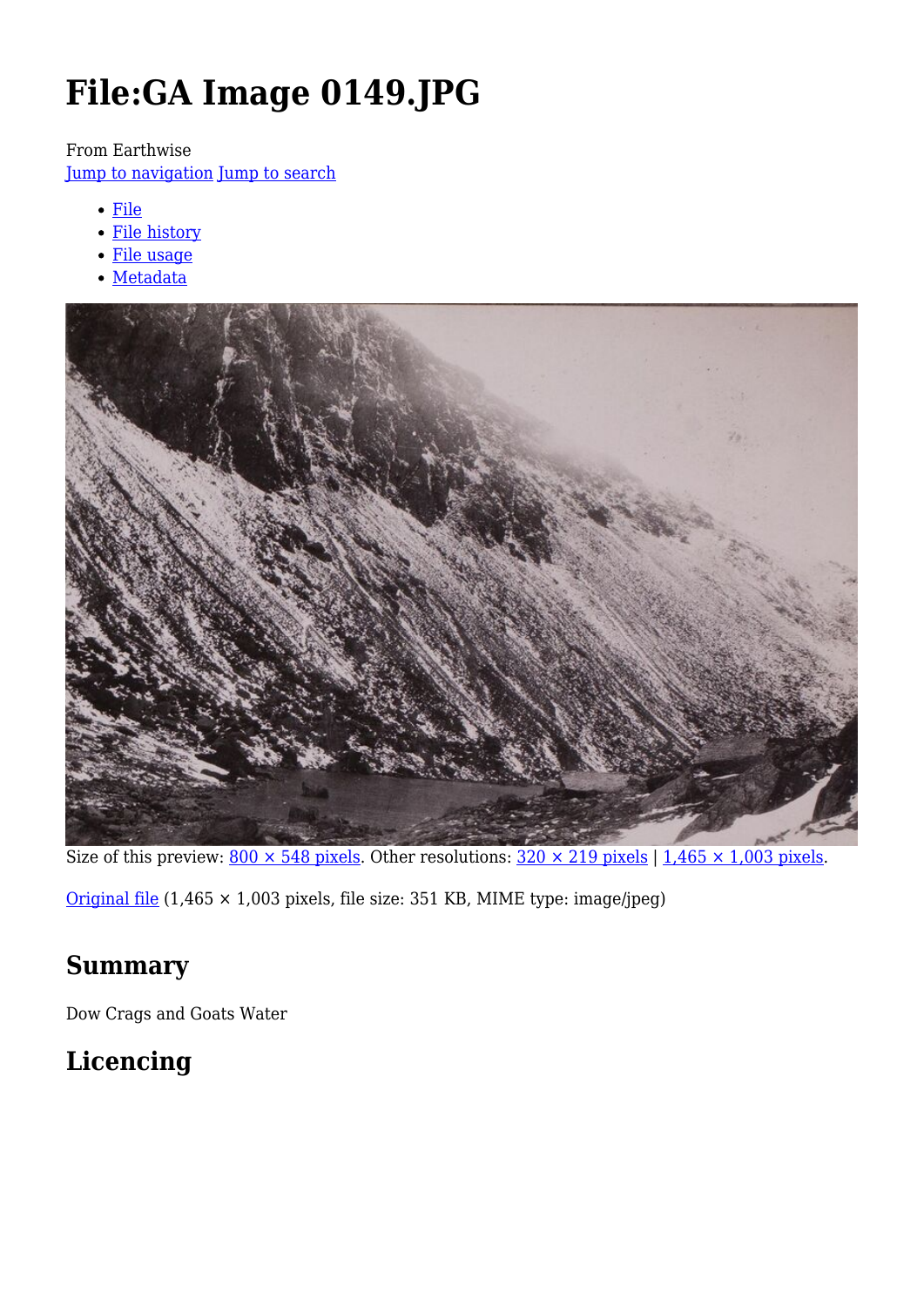# File:GA Image 0149.JPG

From Earthwise

Jump to navigation Jump to search

- File
- File history
- File usage
- Metadata

Size of this preview: 800 × 548 pixels. Other resolutions: 320 × 219 pixels | 1,465 × 1,003 pixels.

Original file (1,465 × 1,003 pixels, file size: 351 KB, MIME type: image/jpeg)

## Summary

Dow Crags and Goats Water

## Licencing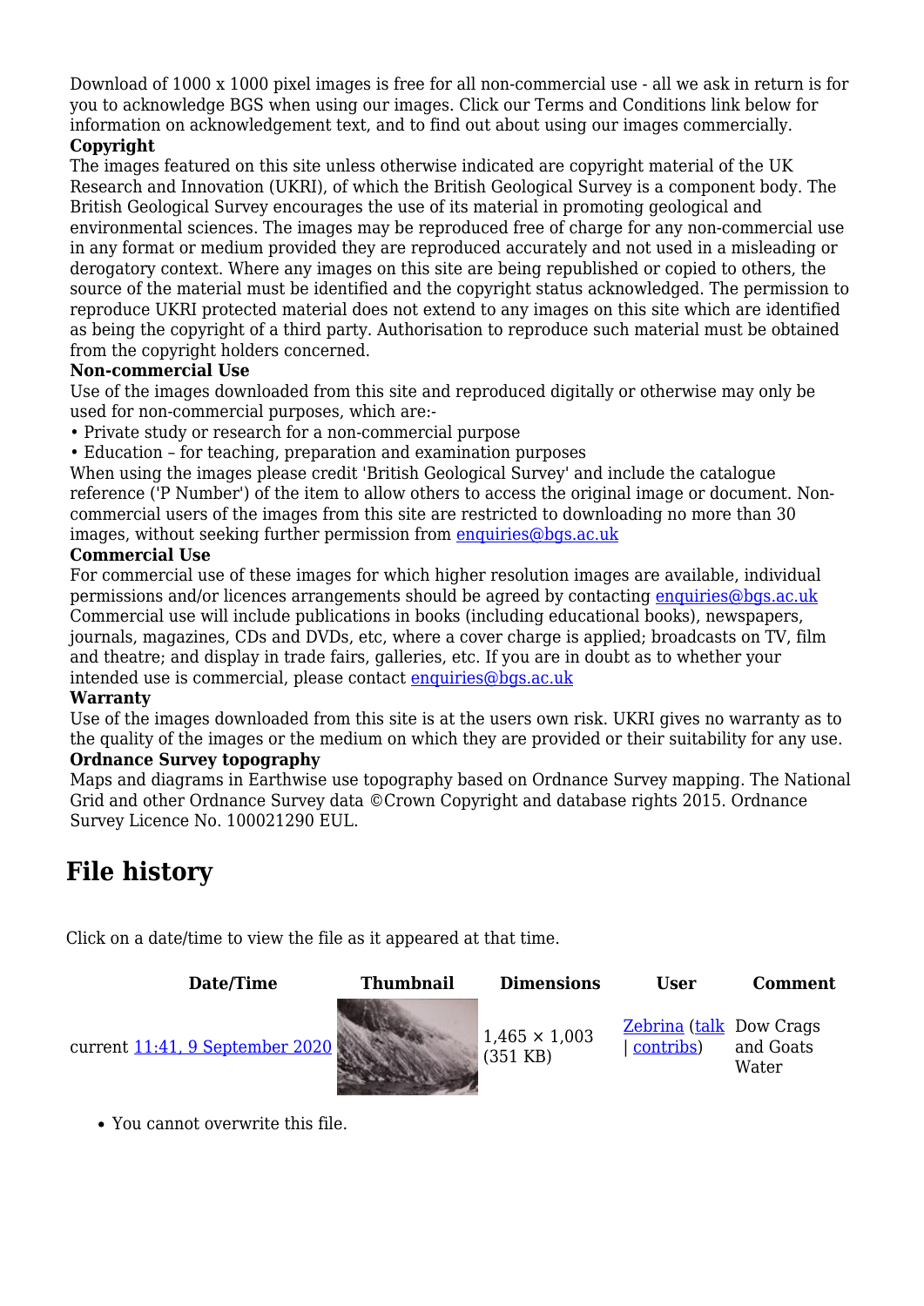Download of 1000 x 1000 pixel images is free for all non-commercial use - all we ask in return is for you to acknowledge BGS when using our images. Click our Terms and Conditions link below for information on acknowledgement text, and to find out about using our images commercially.

**Copyright**

The images featured on this site unless otherwise indicated are copyright material of the UK Research and Innovation (UKRI), of which the British Geological Survey is a component body. The British Geological Survey encourages the use of its material in promoting geological and environmental sciences. The images may be reproduced free of charge for any non-commercial use in any format or medium provided they are reproduced accurately and not used in a misleading or derogatory context. Where any images on this site are being republished or copied to others, the source of the material must be identified and the copyright status acknowledged. The permission to reproduce UKRI protected material does not extend to any images on this site which are identified as being the copyright of a third party. Authorisation to reproduce such material must be obtained from the copyright holders concerned.

**Non-commercial Use**

Use of the images downloaded from this site and reproduced digitally or otherwise may only be used for non-commercial purposes, which are:-

• Private study or research for a non-commercial purpose

• Education – for teaching, preparation and examination purposes

When using the images please credit 'British Geological Survey' and include the catalogue reference ('P Number') of the item to allow others to access the original image or document. Non-commercial users of the images from this site are restricted to downloading no more than 30 images, without seeking further permission from enquiries@bgs.ac.uk

**Commercial Use**

For commercial use of these images for which higher resolution images are available, individual permissions and/or licences arrangements should be agreed by contacting enquiries@bgs.ac.uk Commercial use will include publications in books (including educational books), newspapers, journals, magazines, CDs and DVDs, etc, where a cover charge is applied; broadcasts on TV, film and theatre; and display in trade fairs, galleries, etc. If you are in doubt as to whether your intended use is commercial, please contact enquiries@bgs.ac.uk

**Warranty**

Use of the images downloaded from this site is at the users own risk. UKRI gives no warranty as to the quality of the images or the medium on which they are provided or their suitability for any use.

**Ordnance Survey topography**

Maps and diagrams in Earthwise use topography based on Ordnance Survey mapping. The National Grid and other Ordnance Survey data ©Crown Copyright and database rights 2015. Ordnance Survey Licence No. 100021290 EUL.

## File history

Click on a date/time to view the file as it appeared at that time.

| Date/Time | Thumbnail | Dimensions | User | Comment |
|---|---|---|---|---|
| current 11:41, 9 September 2020 | | 1,465 × 1,003 (351 KB) | Zebrina (talk \| contribs) | Dow Crags and Goats Water |

- You cannot overwrite this file.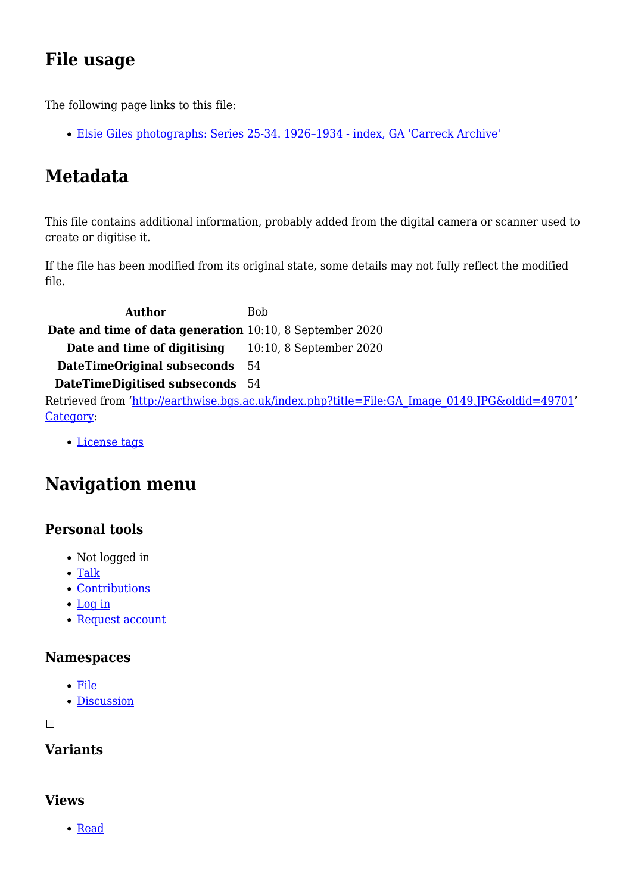## File usage

The following page links to this file:

- Elsie Giles photographs: Series 25-34. 1926–1934 - index, GA 'Carreck Archive'

## Metadata

This file contains additional information, probably added from the digital camera or scanner used to create or digitise it.

If the file has been modified from its original state, some details may not fully reflect the modified file.

| | |
|---|---|
| **Author** | Bob |
| **Date and time of data generation** | 10:10, 8 September 2020 |
| **Date and time of digitising** | 10:10, 8 September 2020 |
| **DateTimeOriginal subseconds** | 54 |
| **DateTimeDigitised subseconds** | 54 |

Retrieved from 'http://earthwise.bgs.ac.uk/index.php?title=File:GA_Image_0149.JPG&oldid=49701'
Category:

- License tags

## Navigation menu

### Personal tools

- Not logged in
- Talk
- Contributions
- Log in
- Request account

### Namespaces

- File
- Discussion

### Variants

### Views

- Read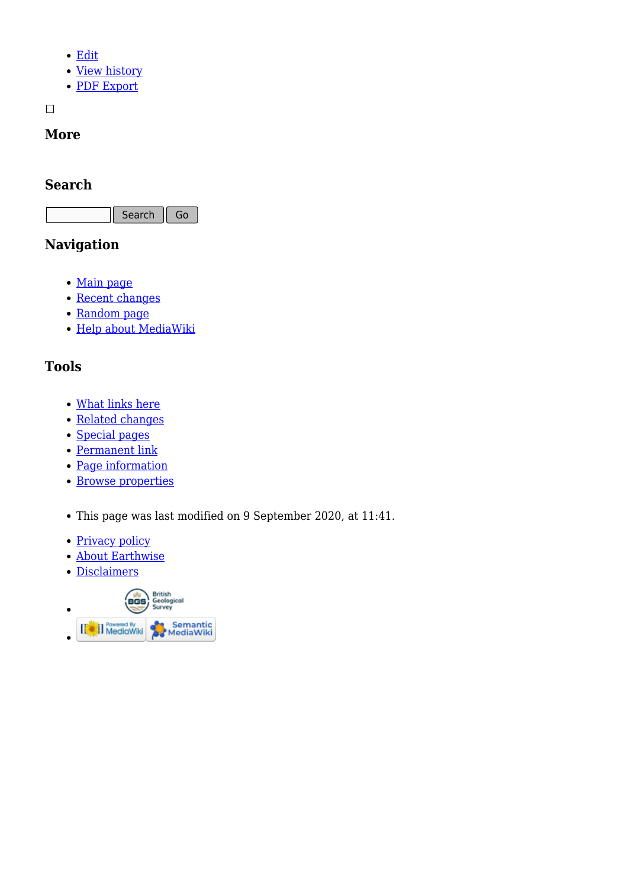- Edit
- View history
- PDF Export

☐

### More

### Search

Search Go

### Navigation

- Main page
- Recent changes
- Random page
- Help about MediaWiki

### Tools

- What links here
- Related changes
- Special pages
- Permanent link
- Page information
- Browse properties

- This page was last modified on 9 September 2020, at 11:41.

- Privacy policy
- About Earthwise
- Disclaimers